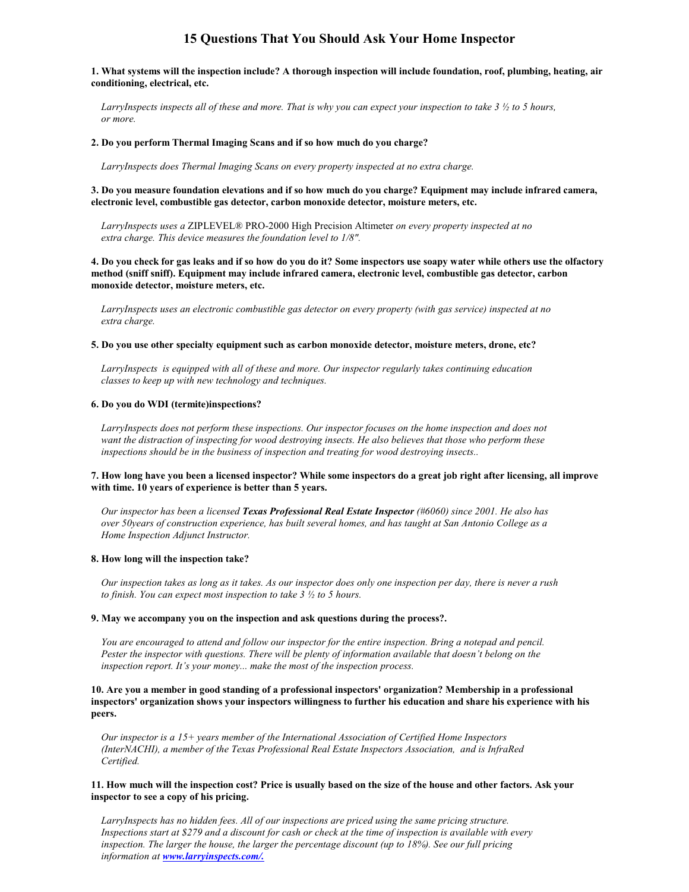# 15 Questions That You Should Ask Your Home Inspector

**1. What systems will the inspection include? A thorough inspection will include foundation, roof, plumbing, heating, air conditioning, electrical, etc.**

*LarryInspects inspects all of these and more. That is why you can expect your inspection to take 3 ½ to 5 hours, or more.*

**2. Do you perform Thermal Imaging Scans and if so how much do you charge?**

*LarryInspects does Thermal Imaging Scans on every property inspected at no extra charge.*

**3. Do you measure foundation elevations and if so how much do you charge? Equipment may include infrared camera, electronic level, combustible gas detector, carbon monoxide detector, moisture meters, etc.**

*LarryInspects uses a* ZIPLEVEL® PRO-2000 High Precision Altimeter *on every property inspected at no extra charge. This device measures the foundation level to 1/8".*

**4. Do you check for gas leaks and if so how do you do it? Some inspectors use soapy water while others use the olfactory method (sniff sniff). Equipment may include infrared camera, electronic level, combustible gas detector, carbon monoxide detector, moisture meters, etc.**

*LarryInspects uses an electronic combustible gas detector on every property (with gas service) inspected at no extra charge.*

**5. Do you use other specialty equipment such as carbon monoxide detector, moisture meters, drone, etc?**

*LarryInspects is equipped with all of these and more. Our inspector regularly takes continuing education classes to keep up with new technology and techniques.*

**6. Do you do WDI (termite)inspections?**

*LarryInspects does not perform these inspections. Our inspector focuses on the home inspection and does not want the distraction of inspecting for wood destroying insects. He also believes that those who perform these inspections should be in the business of inspection and treating for wood destroying insects..*

**7. How long have you been a licensed inspector? While some inspectors do a great job right after licensing, all improve with time. 10 years of experience is better than 5 years.**

*Our inspector has been a licensed* ***Texas Professional Real Estate Inspector*** *(#6060) since 2001. He also has over 50years of construction experience, has built several homes, and has taught at San Antonio College as a Home Inspection Adjunct Instructor.*

**8. How long will the inspection take?**

*Our inspection takes as long as it takes. As our inspector does only one inspection per day, there is never a rush to finish. You can expect most inspection to take 3 ½ to 5 hours.*

**9. May we accompany you on the inspection and ask questions during the process?.**

*You are encouraged to attend and follow our inspector for the entire inspection. Bring a notepad and pencil. Pester the inspector with questions. There will be plenty of information available that doesn't belong on the inspection report. It's your money... make the most of the inspection process.*

**10. Are you a member in good standing of a professional inspectors' organization? Membership in a professional inspectors' organization shows your inspectors willingness to further his education and share his experience with his peers.**

*Our inspector is a 15+ years member of the International Association of Certified Home Inspectors (InterNACHI), a member of the Texas Professional Real Estate Inspectors Association, and is InfraRed Certified.*

**11. How much will the inspection cost? Price is usually based on the size of the house and other factors. Ask your inspector to see a copy of his pricing.**

*LarryInspects has no hidden fees. All of our inspections are priced using the same pricing structure. Inspections start at $279 and a discount for cash or check at the time of inspection is available with every inspection. The larger the house, the larger the percentage discount (up to 18%). See our full pricing information at* ***[www.larryinspects.com/.](www.larryinspects.com/)***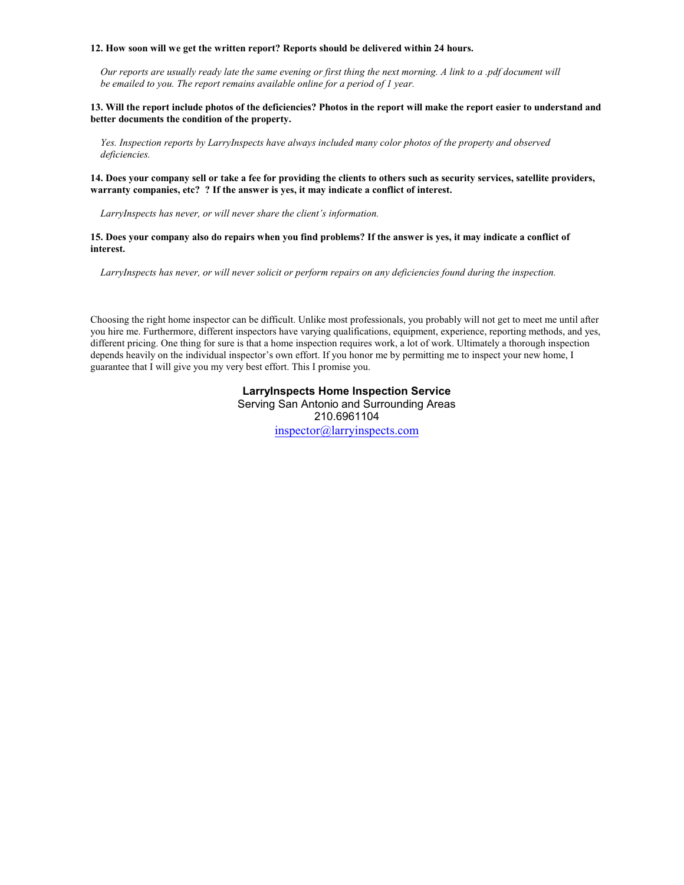**12. How soon will we get the written report? Reports should be delivered within 24 hours.**

*Our reports are usually ready late the same evening or first thing the next morning. A link to a .pdf document will be emailed to you. The report remains available online for a period of 1 year.*

**13. Will the report include photos of the deficiencies? Photos in the report will make the report easier to understand and better documents the condition of the property.**

*Yes. Inspection reports by LarryInspects have always included many color photos of the property and observed deficiencies.*

**14. Does your company sell or take a fee for providing the clients to others such as security services, satellite providers, warranty companies, etc?  ? If the answer is yes, it may indicate a conflict of interest.**

*LarryInspects has never, or will never share the client's information.*

**15. Does your company also do repairs when you find problems? If the answer is yes, it may indicate a conflict of interest.**

*LarryInspects has never, or will never solicit or perform repairs on any deficiencies found during the inspection.*

Choosing the right home inspector can be difficult. Unlike most professionals, you probably will not get to meet me until after you hire me. Furthermore, different inspectors have varying qualifications, equipment, experience, reporting methods, and yes, different pricing. One thing for sure is that a home inspection requires work, a lot of work. Ultimately a thorough inspection depends heavily on the individual inspector's own effort. If you honor me by permitting me to inspect your new home, I guarantee that I will give you my very best effort. This I promise you.

**LarryInspects Home Inspection Service**
Serving San Antonio and Surrounding Areas
210.6961104
inspector@larryinspects.com